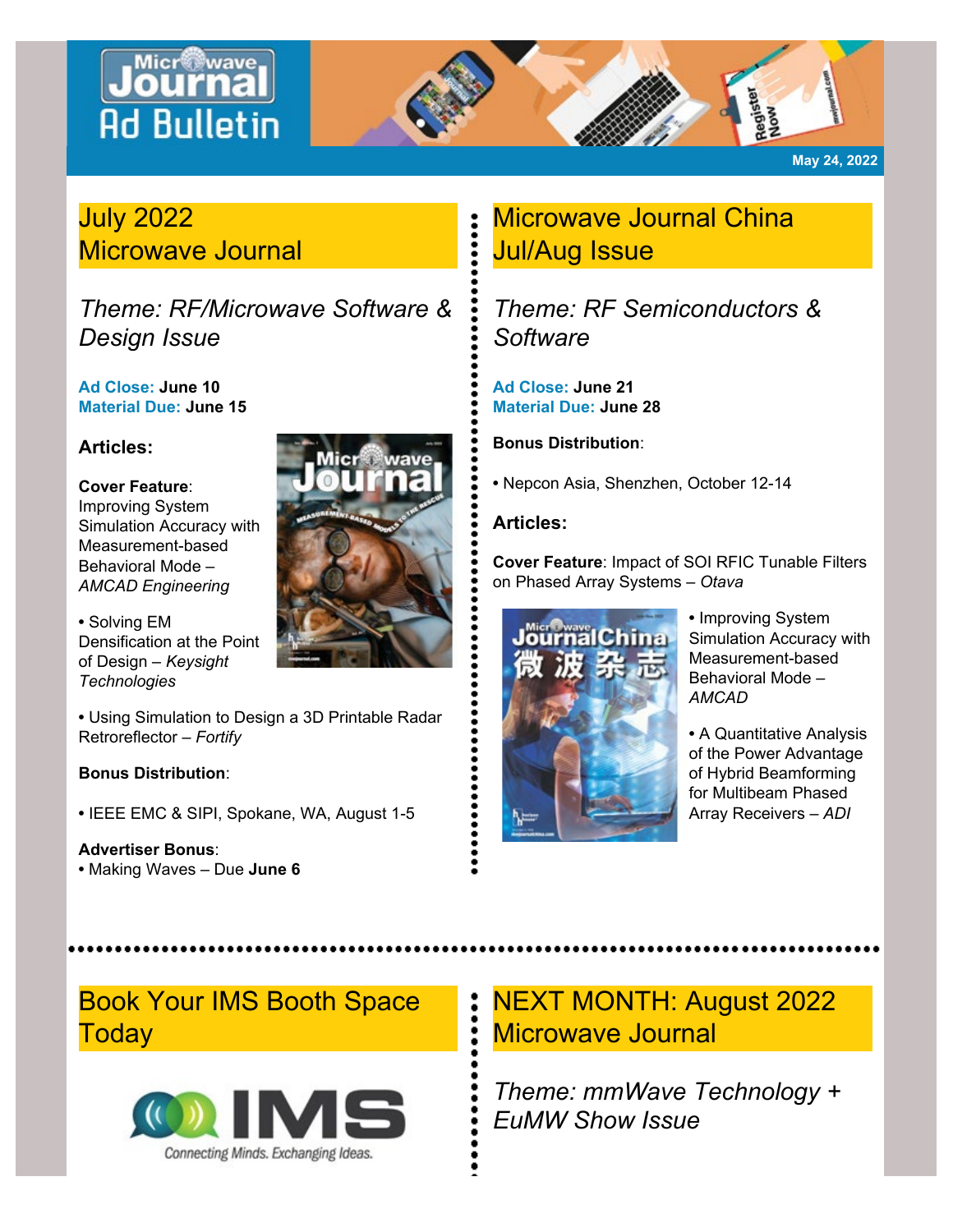# Microwave Journal Ad Bulletin

May 24, 2022

## July 2022 Microwave Journal

*Theme: RF/Microwave Software & Design Issue*

**Ad Close:** June 10
**Material Due:** June 15

**Articles:**

**Cover Feature**: Improving System Simulation Accuracy with Measurement-based Behavioral Mode – *AMCAD Engineering*

• Solving EM Densification at the Point of Design – *Keysight Technologies*

• Using Simulation to Design a 3D Printable Radar Retroreflector – *Fortify*

**Bonus Distribution**:

• IEEE EMC & SIPI, Spokane, WA, August 1-5

**Advertiser Bonus**:
• Making Waves – Due **June 6**

## Microwave Journal China Jul/Aug Issue

*Theme: RF Semiconductors & Software*

**Ad Close:** June 21
**Material Due:** June 28

**Bonus Distribution**:

• Nepcon Asia, Shenzhen, October 12-14

**Articles:**

**Cover Feature**: Impact of SOI RFIC Tunable Filters on Phased Array Systems – *Otava*

• Improving System Simulation Accuracy with Measurement-based Behavioral Mode – *AMCAD*

• A Quantitative Analysis of the Power Advantage of Hybrid Beamforming for Multibeam Phased Array Receivers – *ADI*

## Book Your IMS Booth Space Today

IMS
Connecting Minds. Exchanging Ideas.

## NEXT MONTH: August 2022 Microwave Journal

*Theme: mmWave Technology + EuMW Show Issue*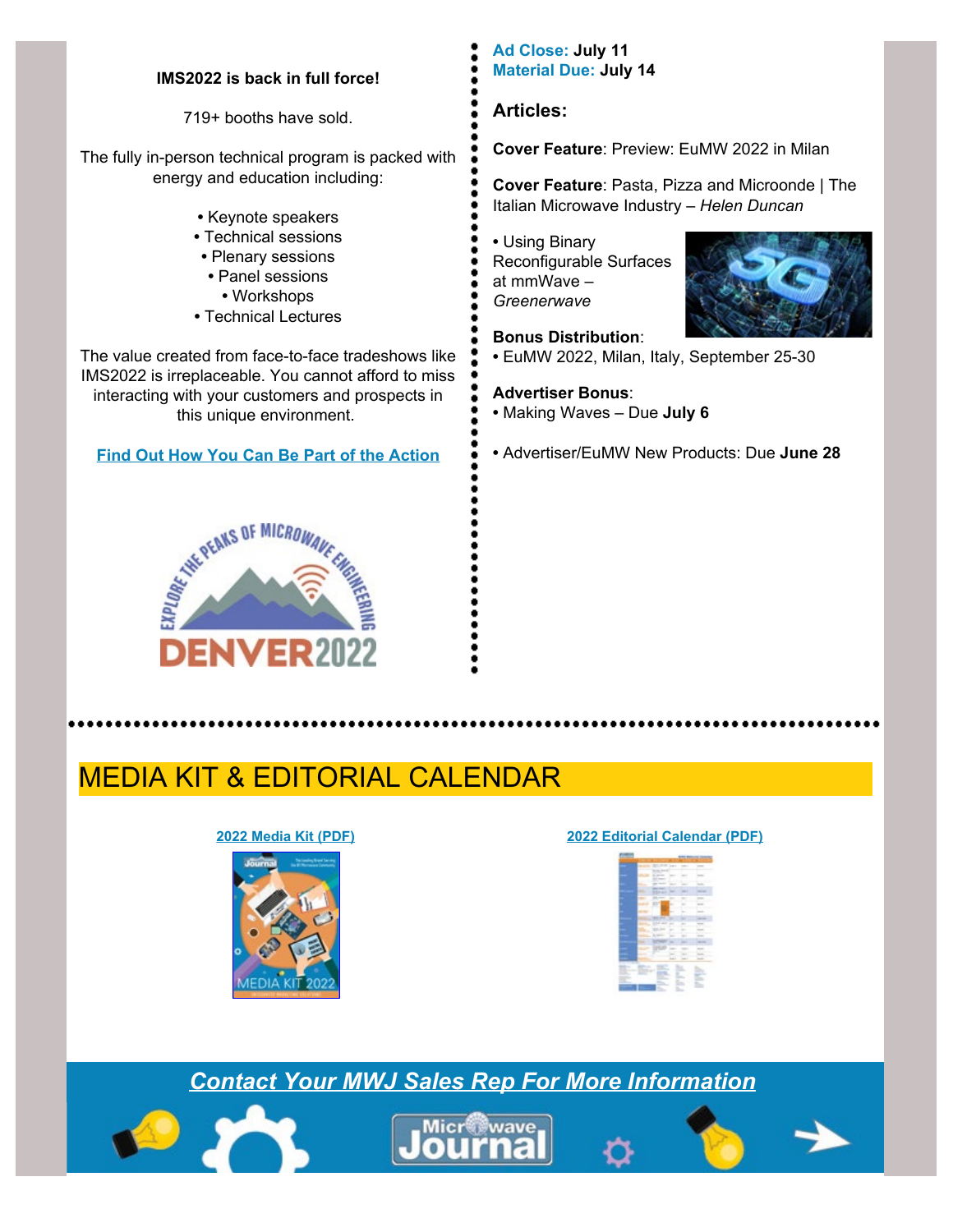**IMS2022 is back in full force!**

719+ booths have sold.

The fully in-person technical program is packed with energy and education including:

- Keynote speakers
- Technical sessions
- Plenary sessions
- Panel sessions
- Workshops
- Technical Lectures

The value created from face-to-face tradeshows like IMS2022 is irreplaceable. You cannot afford to miss interacting with your customers and prospects in this unique environment.

**Find Out How You Can Be Part of the Action**

**Ad Close: July 11**
**Material Due: July 14**

### Articles:

**Cover Feature**: Preview: EuMW 2022 in Milan

**Cover Feature**: Pasta, Pizza and Microonde | The Italian Microwave Industry – *Helen Duncan*

- Using Binary Reconfigurable Surfaces at mmWave – *Greenerwave*

**Bonus Distribution**:
- EuMW 2022, Milan, Italy, September 25-30

**Advertiser Bonus**:
- Making Waves – Due **July 6**

- Advertiser/EuMW New Products: Due **June 28**

## MEDIA KIT & EDITORIAL CALENDAR

**2022 Media Kit (PDF)**

**2022 Editorial Calendar (PDF)**

***Contact Your MWJ Sales Rep For More Information***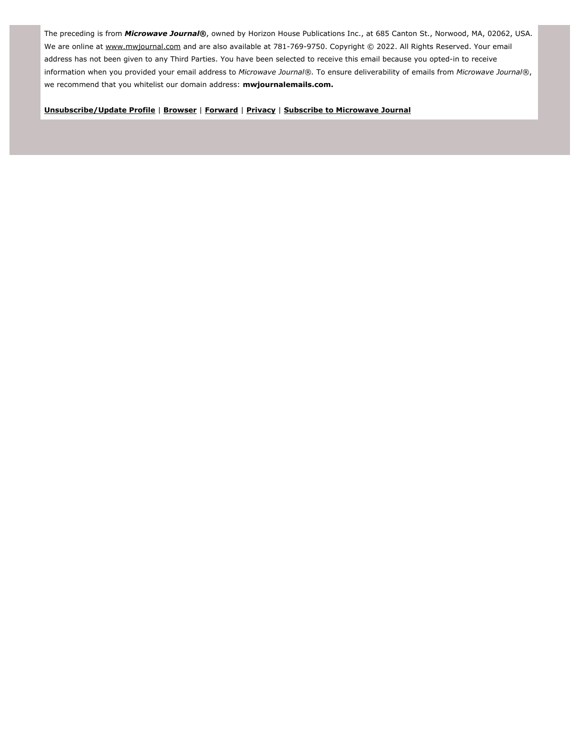The preceding is from ***Microwave Journal®***, owned by Horizon House Publications Inc., at 685 Canton St., Norwood, MA, 02062, USA. We are online at www.mwjournal.com and are also available at 781-769-9750. Copyright © 2022. All Rights Reserved. Your email address has not been given to any Third Parties. You have been selected to receive this email because you opted-in to receive information when you provided your email address to *Microwave Journal®*. To ensure deliverability of emails from *Microwave Journal®*, we recommend that you whitelist our domain address: **mwjournalemails.com.**

**Unsubscribe/Update Profile** | **Browser** | **Forward** | **Privacy** | **Subscribe to Microwave Journal**